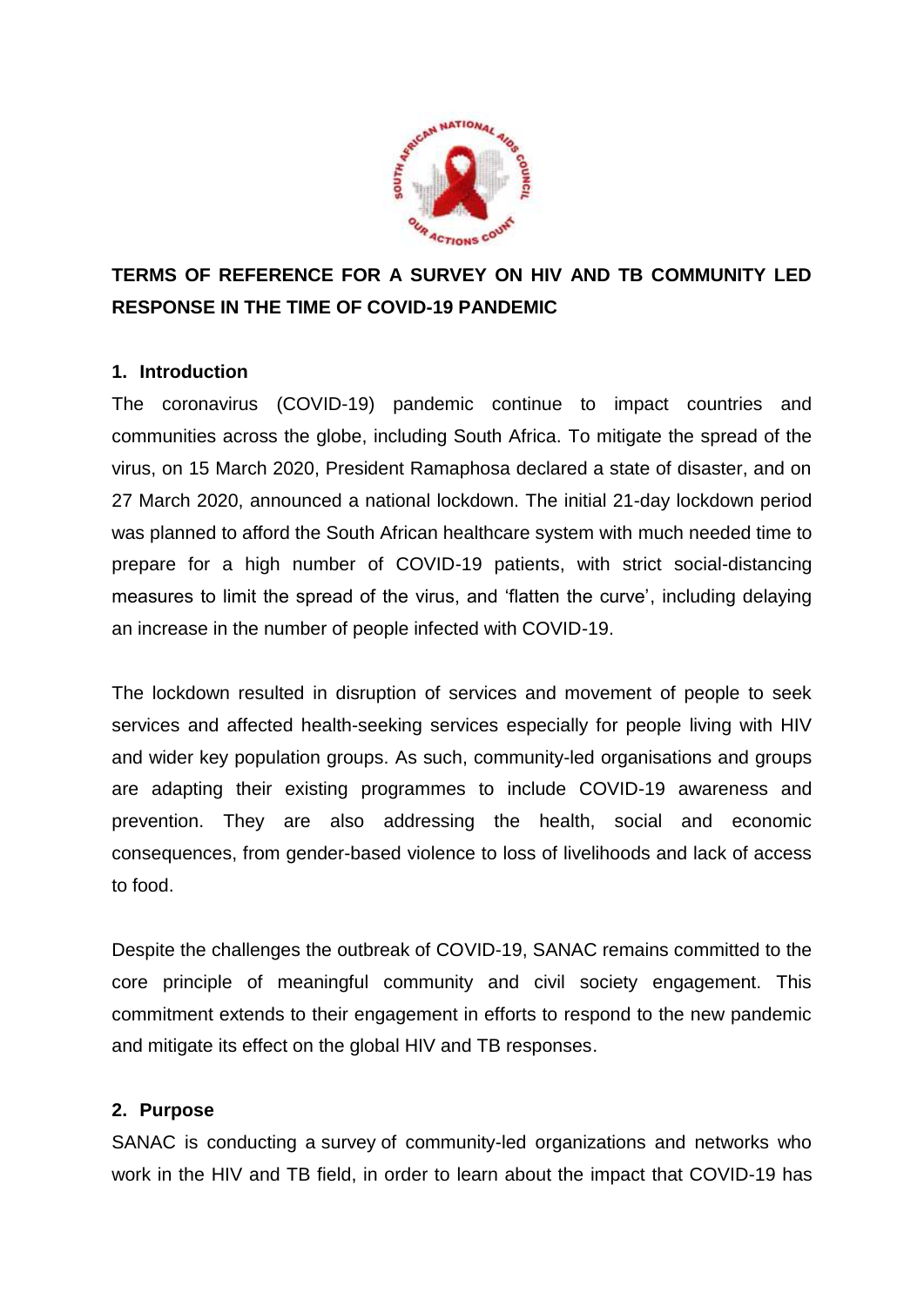# TERMS OF REFERENCE FOR A SURVEY ON HIV AND TB COMMUNITY LED RESPONSE IN THE TIME OF COVID-19 PANDEMIC

## 1. Introduction

The coronavirus (COVID-19) pandemic continue to impact countries and communities across the globe, including South Africa. To mitigate the spread of the virus, on 15 March 2020, President Ramaphosa declared a state of disaster, and on 27 March 2020, announced a national lockdown. The initial 21-day lockdown period was planned to afford the South African healthcare system with much needed time to prepare for a high number of COVID-19 patients, with strict social-distancing measures to limit the spread of the virus, and 'flatten the curve', including delaying an increase in the number of people infected with COVID-19.

The lockdown resulted in disruption of services and movement of people to seek services and affected health-seeking services especially for people living with HIV and wider key population groups. As such, community-led organisations and groups are adapting their existing programmes to include COVID-19 awareness and prevention. They are also addressing the health, social and economic consequences, from gender-based violence to loss of livelihoods and lack of access to food.

Despite the challenges the outbreak of COVID-19, SANAC remains committed to the core principle of meaningful community and civil society engagement. This commitment extends to their engagement in efforts to respond to the new pandemic and mitigate its effect on the global HIV and TB responses.

## 2. Purpose

SANAC is conducting a survey of community-led organizations and networks who work in the HIV and TB field, in order to learn about the impact that COVID-19 has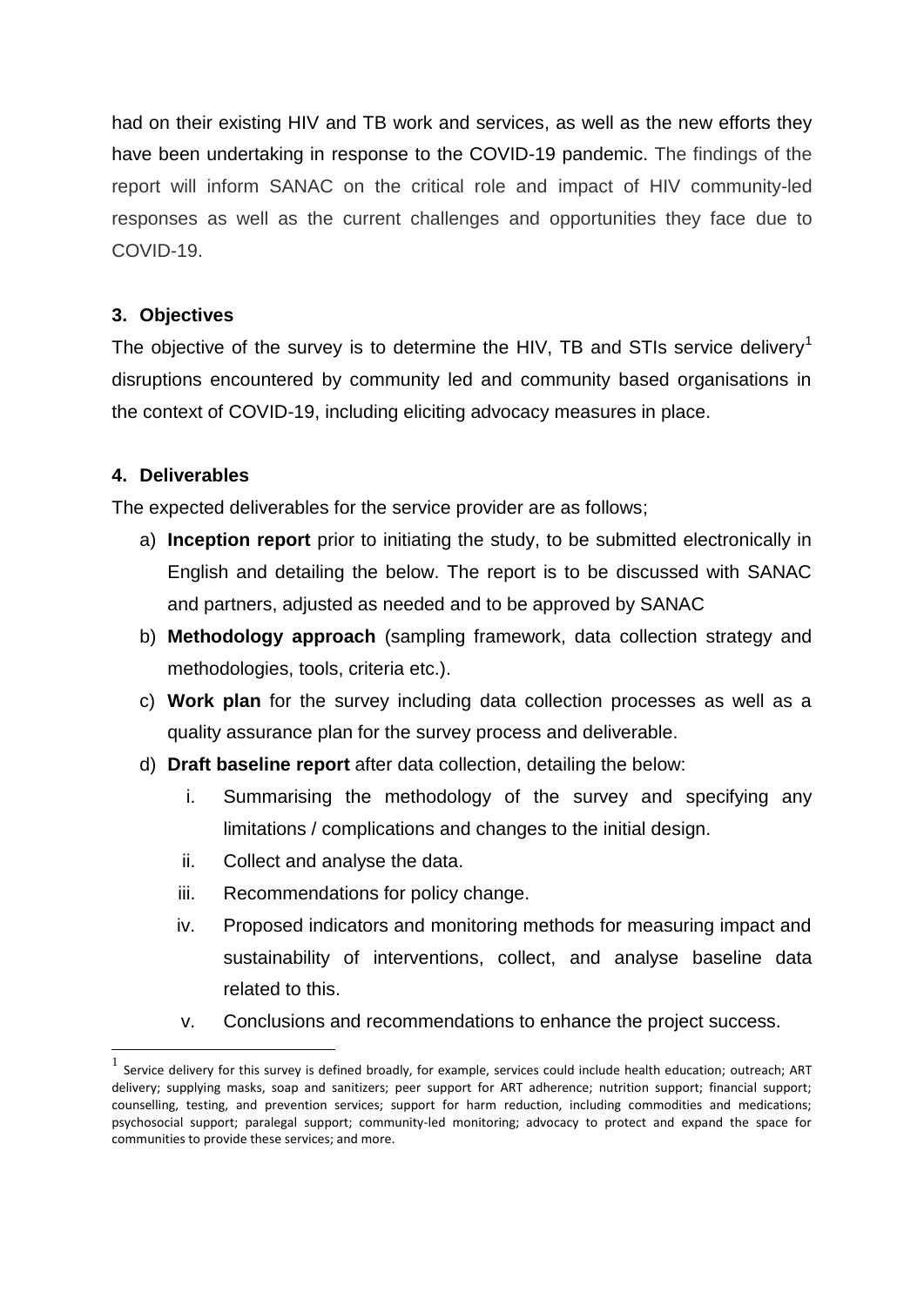had on their existing HIV and TB work and services, as well as the new efforts they have been undertaking in response to the COVID-19 pandemic. The findings of the report will inform SANAC on the critical role and impact of HIV community-led responses as well as the current challenges and opportunities they face due to COVID-19.

## 3. Objectives

The objective of the survey is to determine the HIV, TB and STIs service delivery[1] disruptions encountered by community led and community based organisations in the context of COVID-19, including eliciting advocacy measures in place.

## 4. Deliverables

The expected deliverables for the service provider are as follows;

a) **Inception report** prior to initiating the study, to be submitted electronically in English and detailing the below. The report is to be discussed with SANAC and partners, adjusted as needed and to be approved by SANAC

b) **Methodology approach** (sampling framework, data collection strategy and methodologies, tools, criteria etc.).

c) **Work plan** for the survey including data collection processes as well as a quality assurance plan for the survey process and deliverable.

d) **Draft baseline report** after data collection, detailing the below:

   i. Summarising the methodology of the survey and specifying any limitations / complications and changes to the initial design.

   ii. Collect and analyse the data.

   iii. Recommendations for policy change.

   iv. Proposed indicators and monitoring methods for measuring impact and sustainability of interventions, collect, and analyse baseline data related to this.

   v. Conclusions and recommendations to enhance the project success.

---

[1] Service delivery for this survey is defined broadly, for example, services could include health education; outreach; ART delivery; supplying masks, soap and sanitizers; peer support for ART adherence; nutrition support; financial support; counselling, testing, and prevention services; support for harm reduction, including commodities and medications; psychosocial support; paralegal support; community-led monitoring; advocacy to protect and expand the space for communities to provide these services; and more.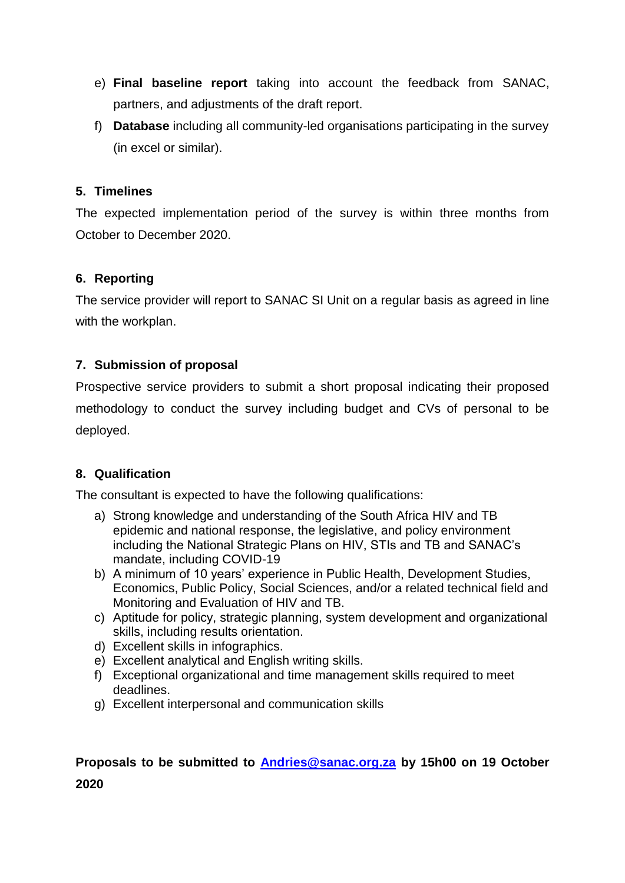e) **Final baseline report** taking into account the feedback from SANAC, partners, and adjustments of the draft report.

f) **Database** including all community-led organisations participating in the survey (in excel or similar).

## 5. Timelines

The expected implementation period of the survey is within three months from October to December 2020.

## 6. Reporting

The service provider will report to SANAC SI Unit on a regular basis as agreed in line with the workplan.

## 7. Submission of proposal

Prospective service providers to submit a short proposal indicating their proposed methodology to conduct the survey including budget and CVs of personal to be deployed.

## 8. Qualification

The consultant is expected to have the following qualifications:

a) Strong knowledge and understanding of the South Africa HIV and TB epidemic and national response, the legislative, and policy environment including the National Strategic Plans on HIV, STIs and TB and SANAC's mandate, including COVID-19
b) A minimum of 10 years' experience in Public Health, Development Studies, Economics, Public Policy, Social Sciences, and/or a related technical field and Monitoring and Evaluation of HIV and TB.
c) Aptitude for policy, strategic planning, system development and organizational skills, including results orientation.
d) Excellent skills in infographics.
e) Excellent analytical and English writing skills.
f) Exceptional organizational and time management skills required to meet deadlines.
g) Excellent interpersonal and communication skills

**Proposals to be submitted to [Andries@sanac.org.za](mailto:Andries@sanac.org.za) by 15h00 on 19 October 2020**